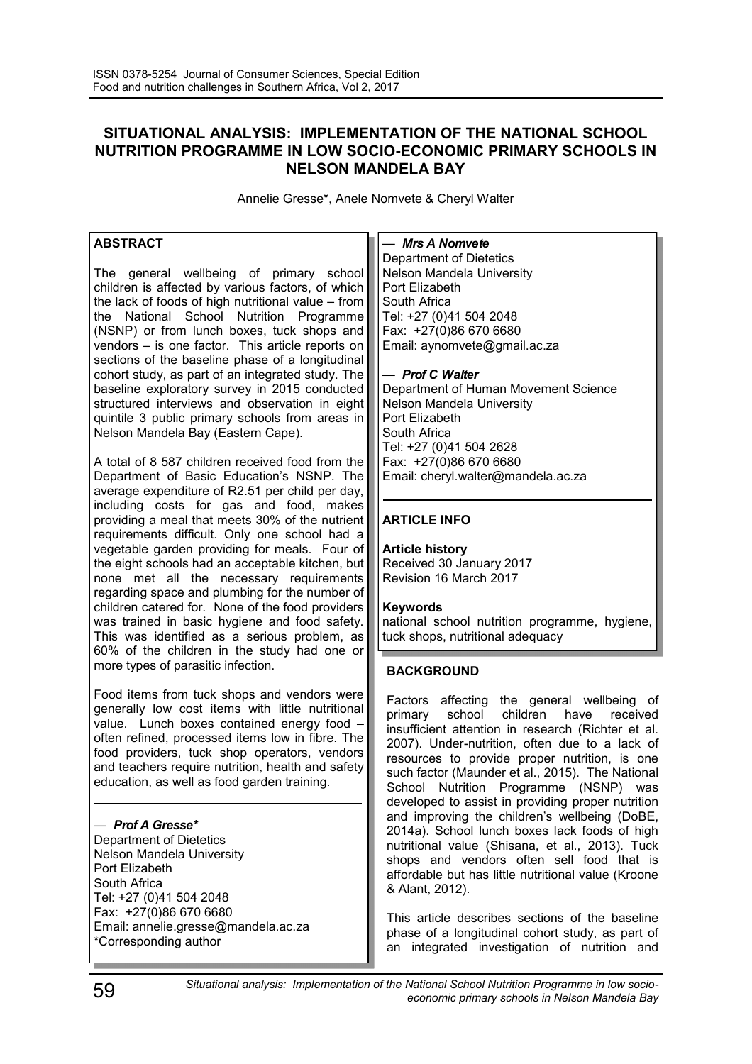# SITUATIONAL ANALYSIS: IMPLEMENTATION OF THE NATIONAL SCHOOL NUTRITION PROGRAMME IN LOW SOCIO-ECONOMIC PRIMARY SCHOOLS IN NELSON MANDELA BAY

Annelie Gresse*, Anele Nomvete & Cheryl Walter

## ABSTRACT

The general wellbeing of primary school children is affected by various factors, of which the lack of foods of high nutritional value – from the National School Nutrition Programme (NSNP) or from lunch boxes, tuck shops and vendors – is one factor. This article reports on sections of the baseline phase of a longitudinal cohort study, as part of an integrated study. The baseline exploratory survey in 2015 conducted structured interviews and observation in eight quintile 3 public primary schools from areas in Nelson Mandela Bay (Eastern Cape).

A total of 8 587 children received food from the Department of Basic Education's NSNP. The average expenditure of R2.51 per child per day, including costs for gas and food, makes providing a meal that meets 30% of the nutrient requirements difficult. Only one school had a vegetable garden providing for meals. Four of the eight schools had an acceptable kitchen, but none met all the necessary requirements regarding space and plumbing for the number of children catered for. None of the food providers was trained in basic hygiene and food safety. This was identified as a serious problem, as 60% of the children in the study had one or more types of parasitic infection.

Food items from tuck shops and vendors were generally low cost items with little nutritional value. Lunch boxes contained energy food – often refined, processed items low in fibre. The food providers, tuck shop operators, vendors and teachers require nutrition, health and safety education, as well as food garden training.

— ***Prof A Gresse****
Department of Dietetics
Nelson Mandela University
Port Elizabeth
South Africa
Tel: +27 (0)41 504 2048
Fax: +27(0)86 670 6680
Email: annelie.gresse@mandela.ac.za
*Corresponding author

— ***Mrs A Nomvete***
Department of Dietetics
Nelson Mandela University
Port Elizabeth
South Africa
Tel: +27 (0)41 504 2048
Fax: +27(0)86 670 6680
Email: aynomvete@gmail.ac.za

— ***Prof C Walter***
Department of Human Movement Science
Nelson Mandela University
Port Elizabeth
South Africa
Tel: +27 (0)41 504 2628
Fax: +27(0)86 670 6680
Email: cheryl.walter@mandela.ac.za

## ARTICLE INFO

**Article history**
Received 30 January 2017
Revision 16 March 2017

**Keywords**
national school nutrition programme, hygiene, tuck shops, nutritional adequacy

## BACKGROUND

Factors affecting the general wellbeing of primary school children have received insufficient attention in research (Richter et al. 2007). Under-nutrition, often due to a lack of resources to provide proper nutrition, is one such factor (Maunder et al., 2015). The National School Nutrition Programme (NSNP) was developed to assist in providing proper nutrition and improving the children's wellbeing (DoBE, 2014a). School lunch boxes lack foods of high nutritional value (Shisana, et al., 2013). Tuck shops and vendors often sell food that is affordable but has little nutritional value (Kroone & Alant, 2012).

This article describes sections of the baseline phase of a longitudinal cohort study, as part of an integrated investigation of nutrition and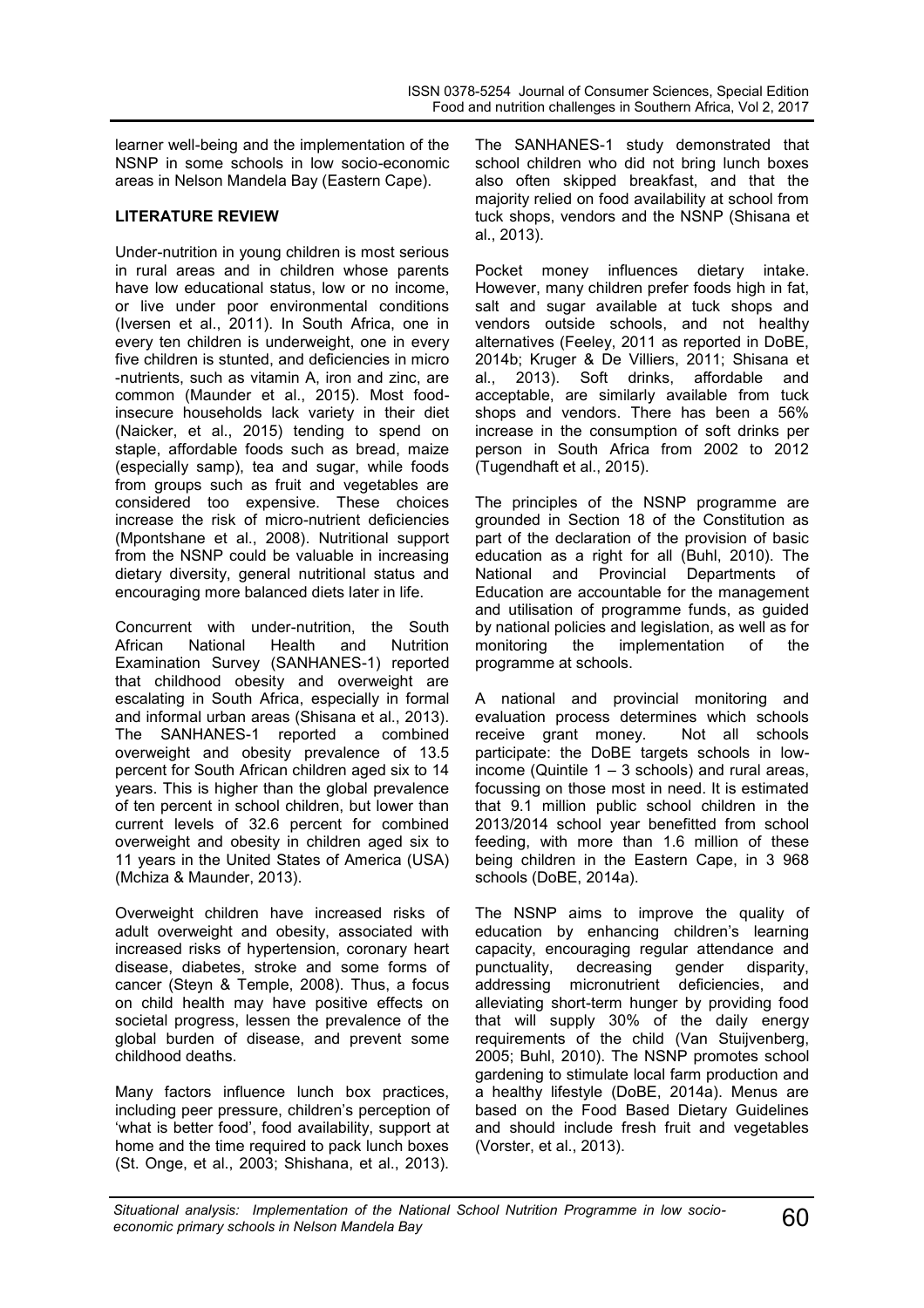learner well-being and the implementation of the NSNP in some schools in low socio-economic areas in Nelson Mandela Bay (Eastern Cape).

## LITERATURE REVIEW

Under-nutrition in young children is most serious in rural areas and in children whose parents have low educational status, low or no income, or live under poor environmental conditions (Iversen et al., 2011). In South Africa, one in every ten children is underweight, one in every five children is stunted, and deficiencies in micro -nutrients, such as vitamin A, iron and zinc, are common (Maunder et al., 2015). Most food-insecure households lack variety in their diet (Naicker, et al., 2015) tending to spend on staple, affordable foods such as bread, maize (especially samp), tea and sugar, while foods from groups such as fruit and vegetables are considered too expensive. These choices increase the risk of micro-nutrient deficiencies (Mpontshane et al., 2008). Nutritional support from the NSNP could be valuable in increasing dietary diversity, general nutritional status and encouraging more balanced diets later in life.

Concurrent with under-nutrition, the South African National Health and Nutrition Examination Survey (SANHANES-1) reported that childhood obesity and overweight are escalating in South Africa, especially in formal and informal urban areas (Shisana et al., 2013). The SANHANES-1 reported a combined overweight and obesity prevalence of 13.5 percent for South African children aged six to 14 years. This is higher than the global prevalence of ten percent in school children, but lower than current levels of 32.6 percent for combined overweight and obesity in children aged six to 11 years in the United States of America (USA) (Mchiza & Maunder, 2013).

Overweight children have increased risks of adult overweight and obesity, associated with increased risks of hypertension, coronary heart disease, diabetes, stroke and some forms of cancer (Steyn & Temple, 2008). Thus, a focus on child health may have positive effects on societal progress, lessen the prevalence of the global burden of disease, and prevent some childhood deaths.

Many factors influence lunch box practices, including peer pressure, children's perception of 'what is better food', food availability, support at home and the time required to pack lunch boxes (St. Onge, et al., 2003; Shishana, et al., 2013).

The SANHANES-1 study demonstrated that school children who did not bring lunch boxes also often skipped breakfast, and that the majority relied on food availability at school from tuck shops, vendors and the NSNP (Shisana et al., 2013).

Pocket money influences dietary intake. However, many children prefer foods high in fat, salt and sugar available at tuck shops and vendors outside schools, and not healthy alternatives (Feeley, 2011 as reported in DoBE, 2014b; Kruger & De Villiers, 2011; Shisana et al., 2013). Soft drinks, affordable and acceptable, are similarly available from tuck shops and vendors. There has been a 56% increase in the consumption of soft drinks per person in South Africa from 2002 to 2012 (Tugendhaft et al., 2015).

The principles of the NSNP programme are grounded in Section 18 of the Constitution as part of the declaration of the provision of basic education as a right for all (Buhl, 2010). The National and Provincial Departments of Education are accountable for the management and utilisation of programme funds, as guided by national policies and legislation, as well as for monitoring the implementation of the programme at schools.

A national and provincial monitoring and evaluation process determines which schools receive grant money. Not all schools participate: the DoBE targets schools in low-income (Quintile 1 – 3 schools) and rural areas, focussing on those most in need. It is estimated that 9.1 million public school children in the 2013/2014 school year benefitted from school feeding, with more than 1.6 million of these being children in the Eastern Cape, in 3 968 schools (DoBE, 2014a).

The NSNP aims to improve the quality of education by enhancing children's learning capacity, encouraging regular attendance and punctuality, decreasing gender disparity, addressing micronutrient deficiencies, and alleviating short-term hunger by providing food that will supply 30% of the daily energy requirements of the child (Van Stuijvenberg, 2005; Buhl, 2010). The NSNP promotes school gardening to stimulate local farm production and a healthy lifestyle (DoBE, 2014a). Menus are based on the Food Based Dietary Guidelines and should include fresh fruit and vegetables (Vorster, et al., 2013).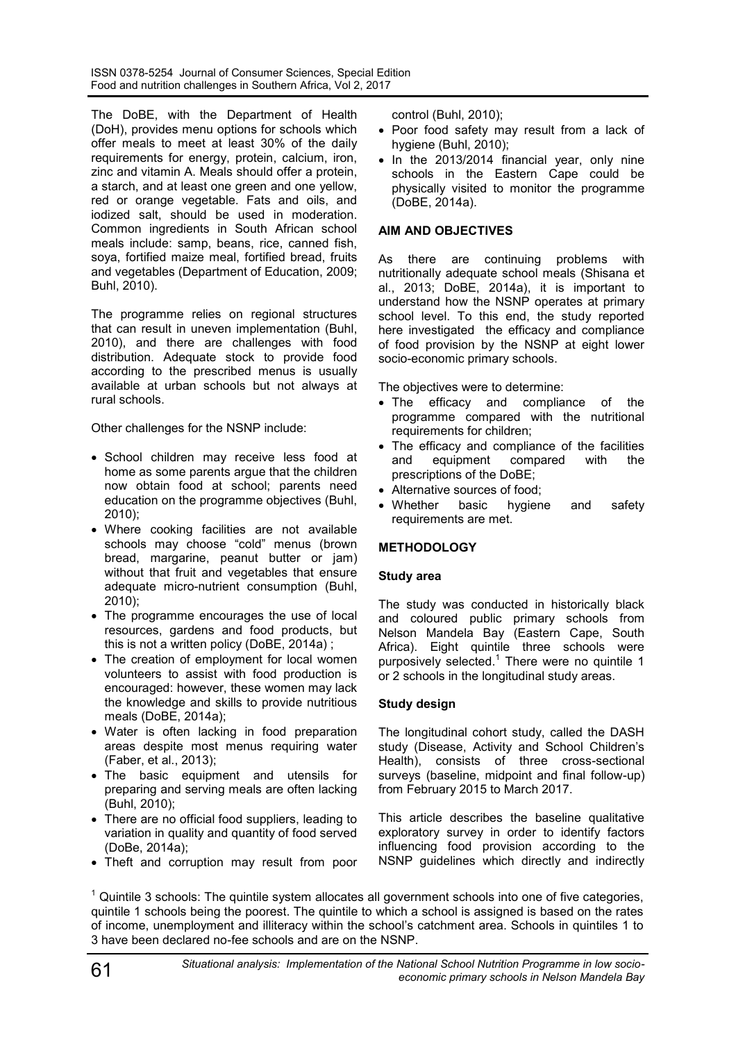The DoBE, with the Department of Health (DoH), provides menu options for schools which offer meals to meet at least 30% of the daily requirements for energy, protein, calcium, iron, zinc and vitamin A. Meals should offer a protein, a starch, and at least one green and one yellow, red or orange vegetable. Fats and oils, and iodized salt, should be used in moderation. Common ingredients in South African school meals include: samp, beans, rice, canned fish, soya, fortified maize meal, fortified bread, fruits and vegetables (Department of Education, 2009; Buhl, 2010).

The programme relies on regional structures that can result in uneven implementation (Buhl, 2010), and there are challenges with food distribution. Adequate stock to provide food according to the prescribed menus is usually available at urban schools but not always at rural schools.

Other challenges for the NSNP include:

- School children may receive less food at home as some parents argue that the children now obtain food at school; parents need education on the programme objectives (Buhl, 2010);
- Where cooking facilities are not available schools may choose "cold" menus (brown bread, margarine, peanut butter or jam) without that fruit and vegetables that ensure adequate micro-nutrient consumption (Buhl, 2010);
- The programme encourages the use of local resources, gardens and food products, but this is not a written policy (DoBE, 2014a) ;
- The creation of employment for local women volunteers to assist with food production is encouraged: however, these women may lack the knowledge and skills to provide nutritious meals (DoBE, 2014a);
- Water is often lacking in food preparation areas despite most menus requiring water (Faber, et al., 2013);
- The basic equipment and utensils for preparing and serving meals are often lacking (Buhl, 2010);
- There are no official food suppliers, leading to variation in quality and quantity of food served (DoBe, 2014a);
- Theft and corruption may result from poor control (Buhl, 2010);
- Poor food safety may result from a lack of hygiene (Buhl, 2010);
- In the 2013/2014 financial year, only nine schools in the Eastern Cape could be physically visited to monitor the programme (DoBE, 2014a).

## AIM AND OBJECTIVES

As there are continuing problems with nutritionally adequate school meals (Shisana et al., 2013; DoBE, 2014a), it is important to understand how the NSNP operates at primary school level. To this end, the study reported here investigated the efficacy and compliance of food provision by the NSNP at eight lower socio-economic primary schools.

The objectives were to determine:

- The efficacy and compliance of the programme compared with the nutritional requirements for children;
- The efficacy and compliance of the facilities and equipment compared with the prescriptions of the DoBE;
- Alternative sources of food;
- Whether basic hygiene and safety requirements are met.

## METHODOLOGY

### Study area

The study was conducted in historically black and coloured public primary schools from Nelson Mandela Bay (Eastern Cape, South Africa). Eight quintile three schools were purposively selected.[1] There were no quintile 1 or 2 schools in the longitudinal study areas.

### Study design

The longitudinal cohort study, called the DASH study (Disease, Activity and School Children's Health), consists of three cross-sectional surveys (baseline, midpoint and final follow-up) from February 2015 to March 2017.

This article describes the baseline qualitative exploratory survey in order to identify factors influencing food provision according to the NSNP guidelines which directly and indirectly

[1] Quintile 3 schools: The quintile system allocates all government schools into one of five categories, quintile 1 schools being the poorest. The quintile to which a school is assigned is based on the rates of income, unemployment and illiteracy within the school's catchment area. Schools in quintiles 1 to 3 have been declared no-fee schools and are on the NSNP.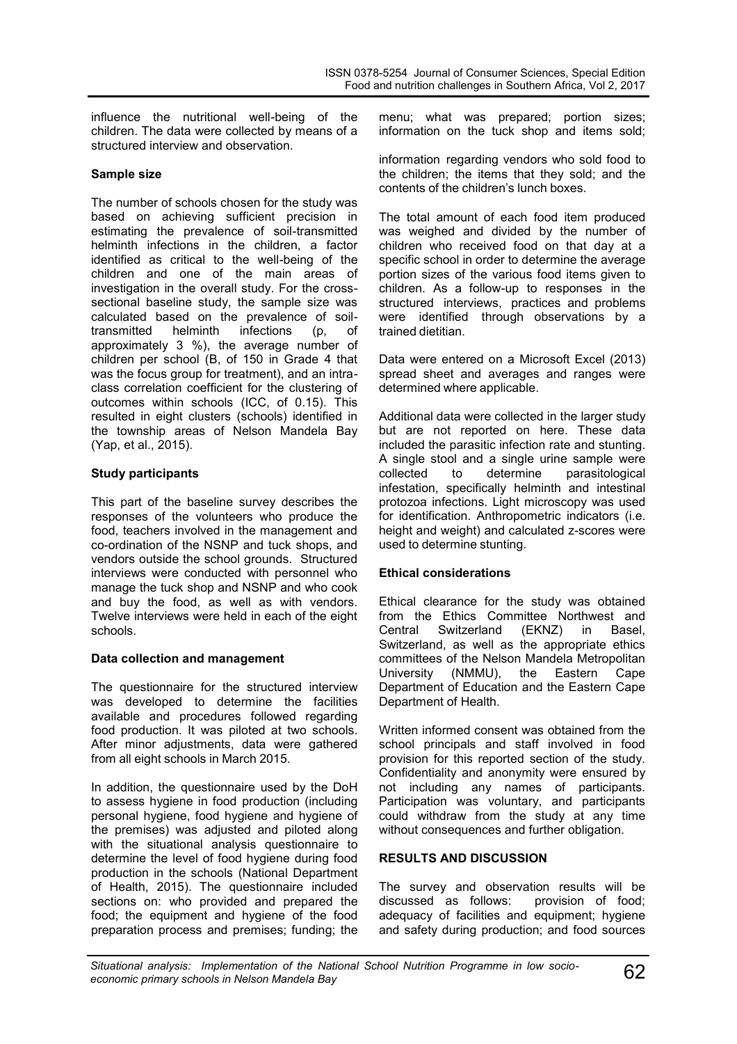influence the nutritional well-being of the children. The data were collected by means of a structured interview and observation.

**Sample size**

The number of schools chosen for the study was based on achieving sufficient precision in estimating the prevalence of soil-transmitted helminth infections in the children, a factor identified as critical to the well-being of the children and one of the main areas of investigation in the overall study. For the cross-sectional baseline study, the sample size was calculated based on the prevalence of soil-transmitted helminth infections (p, of approximately 3 %), the average number of children per school (B, of 150 in Grade 4 that was the focus group for treatment), and an intra-class correlation coefficient for the clustering of outcomes within schools (ICC, of 0.15). This resulted in eight clusters (schools) identified in the township areas of Nelson Mandela Bay (Yap, et al., 2015).

**Study participants**

This part of the baseline survey describes the responses of the volunteers who produce the food, teachers involved in the management and co-ordination of the NSNP and tuck shops, and vendors outside the school grounds. Structured interviews were conducted with personnel who manage the tuck shop and NSNP and who cook and buy the food, as well as with vendors. Twelve interviews were held in each of the eight schools.

**Data collection and management**

The questionnaire for the structured interview was developed to determine the facilities available and procedures followed regarding food production. It was piloted at two schools. After minor adjustments, data were gathered from all eight schools in March 2015.

In addition, the questionnaire used by the DoH to assess hygiene in food production (including personal hygiene, food hygiene and hygiene of the premises) was adjusted and piloted along with the situational analysis questionnaire to determine the level of food hygiene during food production in the schools (National Department of Health, 2015). The questionnaire included sections on: who provided and prepared the food; the equipment and hygiene of the food preparation process and premises; funding; the menu; what was prepared; portion sizes; information on the tuck shop and items sold;

information regarding vendors who sold food to the children; the items that they sold; and the contents of the children's lunch boxes.

The total amount of each food item produced was weighed and divided by the number of children who received food on that day at a specific school in order to determine the average portion sizes of the various food items given to children. As a follow-up to responses in the structured interviews, practices and problems were identified through observations by a trained dietitian.

Data were entered on a Microsoft Excel (2013) spread sheet and averages and ranges were determined where applicable.

Additional data were collected in the larger study but are not reported on here. These data included the parasitic infection rate and stunting. A single stool and a single urine sample were collected to determine parasitological infestation, specifically helminth and intestinal protozoa infections. Light microscopy was used for identification. Anthropometric indicators (i.e. height and weight) and calculated z-scores were used to determine stunting.

**Ethical considerations**

Ethical clearance for the study was obtained from the Ethics Committee Northwest and Central Switzerland (EKNZ) in Basel, Switzerland, as well as the appropriate ethics committees of the Nelson Mandela Metropolitan University (NMMU), the Eastern Cape Department of Education and the Eastern Cape Department of Health.

Written informed consent was obtained from the school principals and staff involved in food provision for this reported section of the study. Confidentiality and anonymity were ensured by not including any names of participants. Participation was voluntary, and participants could withdraw from the study at any time without consequences and further obligation.

## RESULTS AND DISCUSSION

The survey and observation results will be discussed as follows: provision of food; adequacy of facilities and equipment; hygiene and safety during production; and food sources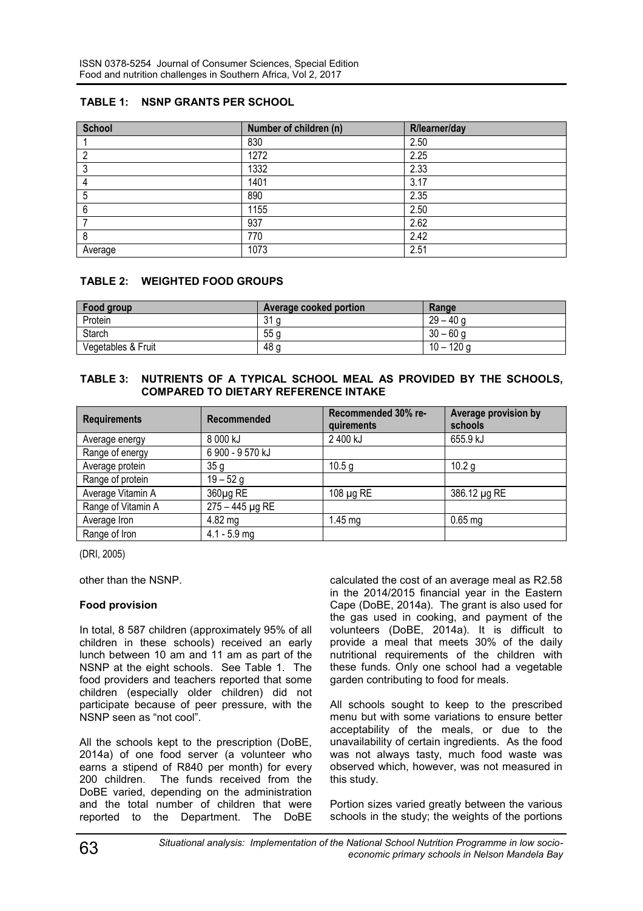**TABLE 1: NSNP GRANTS PER SCHOOL**

| School | Number of children (n) | R/learner/day |
|---|---|---|
| 1 | 830 | 2.50 |
| 2 | 1272 | 2.25 |
| 3 | 1332 | 2.33 |
| 4 | 1401 | 3.17 |
| 5 | 890 | 2.35 |
| 6 | 1155 | 2.50 |
| 7 | 937 | 2.62 |
| 8 | 770 | 2.42 |
| Average | 1073 | 2.51 |

**TABLE 2: WEIGHTED FOOD GROUPS**

| Food group | Average cooked portion | Range |
|---|---|---|
| Protein | 31 g | 29 – 40 g |
| Starch | 55 g | 30 – 60 g |
| Vegetables & Fruit | 48 g | 10 – 120 g |

**TABLE 3: NUTRIENTS OF A TYPICAL SCHOOL MEAL AS PROVIDED BY THE SCHOOLS, COMPARED TO DIETARY REFERENCE INTAKE**

| Requirements | Recommended | Recommended 30% requirements | Average provision by schools |
|---|---|---|---|
| Average energy | 8 000 kJ | 2 400 kJ | 655.9 kJ |
| Range of energy | 6 900 - 9 570 kJ | | |
| Average protein | 35 g | 10.5 g | 10.2 g |
| Range of protein | 19 – 52 g | | |
| Average Vitamin A | 360µg RE | 108 µg RE | 386.12 µg RE |
| Range of Vitamin A | 275 – 445 µg RE | | |
| Average Iron | 4.82 mg | 1.45 mg | 0.65 mg |
| Range of Iron | 4.1 - 5.9 mg | | |

(DRI, 2005)

other than the NSNP.

**Food provision**

In total, 8 587 children (approximately 95% of all children in these schools) received an early lunch between 10 am and 11 am as part of the NSNP at the eight schools. See Table 1. The food providers and teachers reported that some children (especially older children) did not participate because of peer pressure, with the NSNP seen as "not cool".

All the schools kept to the prescription (DoBE, 2014a) of one food server (a volunteer who earns a stipend of R840 per month) for every 200 children. The funds received from the DoBE varied, depending on the administration and the total number of children that were reported to the Department. The DoBE calculated the cost of an average meal as R2.58 in the 2014/2015 financial year in the Eastern Cape (DoBE, 2014a). The grant is also used for the gas used in cooking, and payment of the volunteers (DoBE, 2014a). It is difficult to provide a meal that meets 30% of the daily nutritional requirements of the children with these funds. Only one school had a vegetable garden contributing to food for meals.

All schools sought to keep to the prescribed menu but with some variations to ensure better acceptability of the meals, or due to the unavailability of certain ingredients. As the food was not always tasty, much food waste was observed which, however, was not measured in this study.

Portion sizes varied greatly between the various schools in the study; the weights of the portions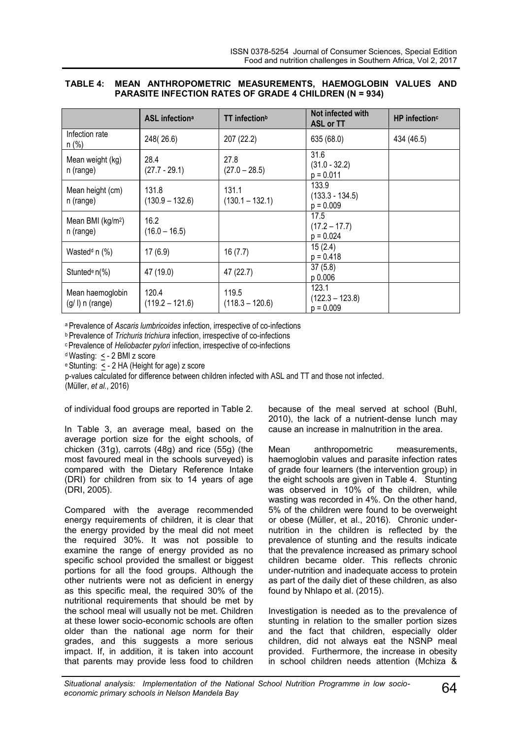**TABLE 4: MEAN ANTHROPOMETRIC MEASUREMENTS, HAEMOGLOBIN VALUES AND PARASITE INFECTION RATES OF GRADE 4 CHILDREN (N = 934)**

| | ASL infection[a] | TT infection[b] | Not infected with ASL or TT | HP infection[c] |
|---|---|---|---|---|
| Infection rate n (%) | 248( 26.6) | 207 (22.2) | 635 (68.0) | 434 (46.5) |
| Mean weight (kg) n (range) | 28.4 (27.7 - 29.1) | 27.8 (27.0 – 28.5) | 31.6 (31.0 - 32.2) p = 0.011 | |
| Mean height (cm) n (range) | 131.8 (130.9 – 132.6) | 131.1 (130.1 – 132.1) | 133.9 (133.3 - 134.5) p = 0.009 | |
| Mean BMI (kg/m²) n (range) | 16.2 (16.0 – 16.5) | | 17.5 (17.2 – 17.7) p = 0.024 | |
| Wasted[d] n (%) | 17 (6.9) | 16 (7.7) | 15 (2.4) p = 0.418 | |
| Stunted[e] n(%) | 47 (19.0) | 47 (22.7) | 37 (5.8) p 0.006 | |
| Mean haemoglobin (g/ l) n (range) | 120.4 (119.2 – 121.6) | 119.5 (118.3 – 120.6) | 123.1 (122.3 – 123.8) p = 0.009 | |

[a] Prevalence of *Ascaris lumbricoides* infection, irrespective of co-infections
[b] Prevalence of *Trichuris trichiura* infection, irrespective of co-infections
[c] Prevalence of *Heliobacter pylori* infection, irrespective of co-infections
[d] Wasting: ≤ - 2 BMI z score
[e] Stunting: ≤ - 2 HA (Height for age) z score
p-values calculated for difference between children infected with ASL and TT and those not infected.
(Müller, *et al.*, 2016)

of individual food groups are reported in Table 2.

In Table 3, an average meal, based on the average portion size for the eight schools, of chicken (31g), carrots (48g) and rice (55g) (the most favoured meal in the schools surveyed) is compared with the Dietary Reference Intake (DRI) for children from six to 14 years of age (DRI, 2005).

Compared with the average recommended energy requirements of children, it is clear that the energy provided by the meal did not meet the required 30%. It was not possible to examine the range of energy provided as no specific school provided the smallest or biggest portions for all the food groups. Although the other nutrients were not as deficient in energy as this specific meal, the required 30% of the nutritional requirements that should be met by the school meal will usually not be met. Children at these lower socio-economic schools are often older than the national age norm for their grades, and this suggests a more serious impact. If, in addition, it is taken into account that parents may provide less food to children because of the meal served at school (Buhl, 2010), the lack of a nutrient-dense lunch may cause an increase in malnutrition in the area.

Mean anthropometric measurements, haemoglobin values and parasite infection rates of grade four learners (the intervention group) in the eight schools are given in Table 4. Stunting was observed in 10% of the children, while wasting was recorded in 4%. On the other hand, 5% of the children were found to be overweight or obese (Müller, et al., 2016). Chronic under-nutrition in the children is reflected by the prevalence of stunting and the results indicate that the prevalence increased as primary school children became older. This reflects chronic under-nutrition and inadequate access to protein as part of the daily diet of these children, as also found by Nhlapo et al. (2015).

Investigation is needed as to the prevalence of stunting in relation to the smaller portion sizes and the fact that children, especially older children, did not always eat the NSNP meal provided. Furthermore, the increase in obesity in school children needs attention (Mchiza &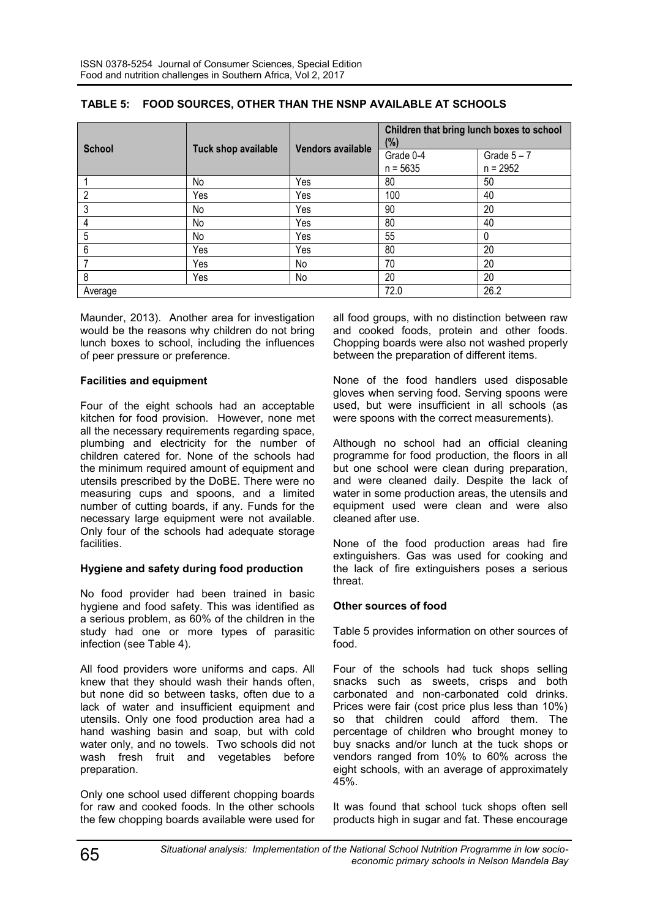**TABLE 5: FOOD SOURCES, OTHER THAN THE NSNP AVAILABLE AT SCHOOLS**

| School | Tuck shop available | Vendors available | Children that bring lunch boxes to school (%) | |
|---|---|---|---|---|
| | | | Grade 0-4 n = 5635 | Grade 5 – 7 n = 2952 |
| 1 | No | Yes | 80 | 50 |
| 2 | Yes | Yes | 100 | 40 |
| 3 | No | Yes | 90 | 20 |
| 4 | No | Yes | 80 | 40 |
| 5 | No | Yes | 55 | 0 |
| 6 | Yes | Yes | 80 | 20 |
| 7 | Yes | No | 70 | 20 |
| 8 | Yes | No | 20 | 20 |
| Average | | | 72.0 | 26.2 |

Maunder, 2013). Another area for investigation would be the reasons why children do not bring lunch boxes to school, including the influences of peer pressure or preference.

### Facilities and equipment

Four of the eight schools had an acceptable kitchen for food provision. However, none met all the necessary requirements regarding space, plumbing and electricity for the number of children catered for. None of the schools had the minimum required amount of equipment and utensils prescribed by the DoBE. There were no measuring cups and spoons, and a limited number of cutting boards, if any. Funds for the necessary large equipment were not available. Only four of the schools had adequate storage facilities.

### Hygiene and safety during food production

No food provider had been trained in basic hygiene and food safety. This was identified as a serious problem, as 60% of the children in the study had one or more types of parasitic infection (see Table 4).

All food providers wore uniforms and caps. All knew that they should wash their hands often, but none did so between tasks, often due to a lack of water and insufficient equipment and utensils. Only one food production area had a hand washing basin and soap, but with cold water only, and no towels. Two schools did not wash fresh fruit and vegetables before preparation.

Only one school used different chopping boards for raw and cooked foods. In the other schools the few chopping boards available were used for all food groups, with no distinction between raw and cooked foods, protein and other foods. Chopping boards were also not washed properly between the preparation of different items.

None of the food handlers used disposable gloves when serving food. Serving spoons were used, but were insufficient in all schools (as were spoons with the correct measurements).

Although no school had an official cleaning programme for food production, the floors in all but one school were clean during preparation, and were cleaned daily. Despite the lack of water in some production areas, the utensils and equipment used were clean and were also cleaned after use.

None of the food production areas had fire extinguishers. Gas was used for cooking and the lack of fire extinguishers poses a serious threat.

### Other sources of food

Table 5 provides information on other sources of food.

Four of the schools had tuck shops selling snacks such as sweets, crisps and both carbonated and non-carbonated cold drinks. Prices were fair (cost price plus less than 10%) so that children could afford them. The percentage of children who brought money to buy snacks and/or lunch at the tuck shops or vendors ranged from 10% to 60% across the eight schools, with an average of approximately 45%.

It was found that school tuck shops often sell products high in sugar and fat. These encourage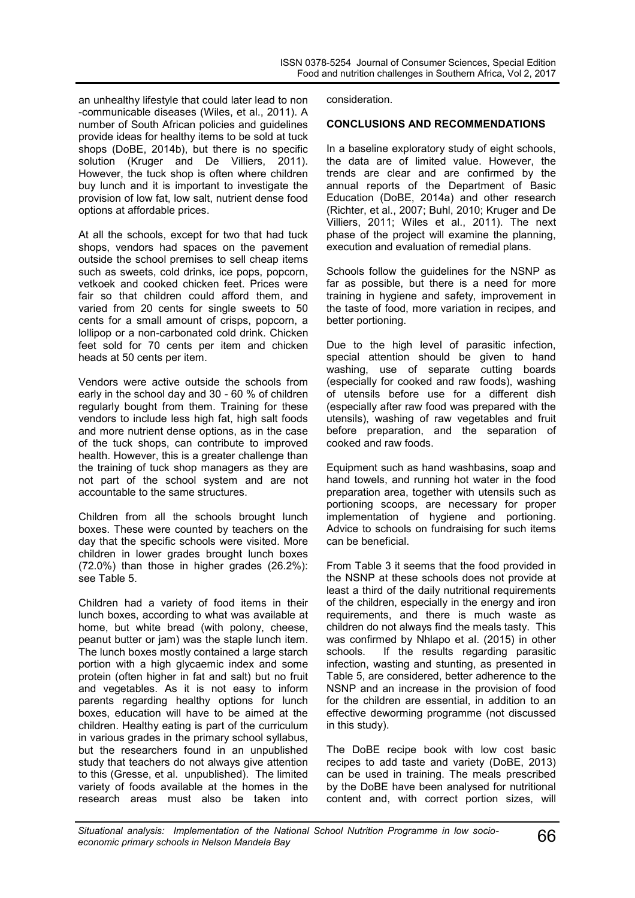an unhealthy lifestyle that could later lead to non -communicable diseases (Wiles, et al., 2011). A number of South African policies and guidelines provide ideas for healthy items to be sold at tuck shops (DoBE, 2014b), but there is no specific solution (Kruger and De Villiers, 2011). However, the tuck shop is often where children buy lunch and it is important to investigate the provision of low fat, low salt, nutrient dense food options at affordable prices.

At all the schools, except for two that had tuck shops, vendors had spaces on the pavement outside the school premises to sell cheap items such as sweets, cold drinks, ice pops, popcorn, vetkoek and cooked chicken feet. Prices were fair so that children could afford them, and varied from 20 cents for single sweets to 50 cents for a small amount of crisps, popcorn, a lollipop or a non-carbonated cold drink. Chicken feet sold for 70 cents per item and chicken heads at 50 cents per item.

Vendors were active outside the schools from early in the school day and 30 - 60 % of children regularly bought from them. Training for these vendors to include less high fat, high salt foods and more nutrient dense options, as in the case of the tuck shops, can contribute to improved health. However, this is a greater challenge than the training of tuck shop managers as they are not part of the school system and are not accountable to the same structures.

Children from all the schools brought lunch boxes. These were counted by teachers on the day that the specific schools were visited. More children in lower grades brought lunch boxes (72.0%) than those in higher grades (26.2%): see Table 5.

Children had a variety of food items in their lunch boxes, according to what was available at home, but white bread (with polony, cheese, peanut butter or jam) was the staple lunch item. The lunch boxes mostly contained a large starch portion with a high glycaemic index and some protein (often higher in fat and salt) but no fruit and vegetables. As it is not easy to inform parents regarding healthy options for lunch boxes, education will have to be aimed at the children. Healthy eating is part of the curriculum in various grades in the primary school syllabus, but the researchers found in an unpublished study that teachers do not always give attention to this (Gresse, et al. unpublished). The limited variety of foods available at the homes in the research areas must also be taken into consideration.

## CONCLUSIONS AND RECOMMENDATIONS

In a baseline exploratory study of eight schools, the data are of limited value. However, the trends are clear and are confirmed by the annual reports of the Department of Basic Education (DoBE, 2014a) and other research (Richter, et al., 2007; Buhl, 2010; Kruger and De Villiers, 2011; Wiles et al., 2011). The next phase of the project will examine the planning, execution and evaluation of remedial plans.

Schools follow the guidelines for the NSNP as far as possible, but there is a need for more training in hygiene and safety, improvement in the taste of food, more variation in recipes, and better portioning.

Due to the high level of parasitic infection, special attention should be given to hand washing, use of separate cutting boards (especially for cooked and raw foods), washing of utensils before use for a different dish (especially after raw food was prepared with the utensils), washing of raw vegetables and fruit before preparation, and the separation of cooked and raw foods.

Equipment such as hand washbasins, soap and hand towels, and running hot water in the food preparation area, together with utensils such as portioning scoops, are necessary for proper implementation of hygiene and portioning. Advice to schools on fundraising for such items can be beneficial.

From Table 3 it seems that the food provided in the NSNP at these schools does not provide at least a third of the daily nutritional requirements of the children, especially in the energy and iron requirements, and there is much waste as children do not always find the meals tasty. This was confirmed by Nhlapo et al. (2015) in other schools. If the results regarding parasitic infection, wasting and stunting, as presented in Table 5, are considered, better adherence to the NSNP and an increase in the provision of food for the children are essential, in addition to an effective deworming programme (not discussed in this study).

The DoBE recipe book with low cost basic recipes to add taste and variety (DoBE, 2013) can be used in training. The meals prescribed by the DoBE have been analysed for nutritional content and, with correct portion sizes, will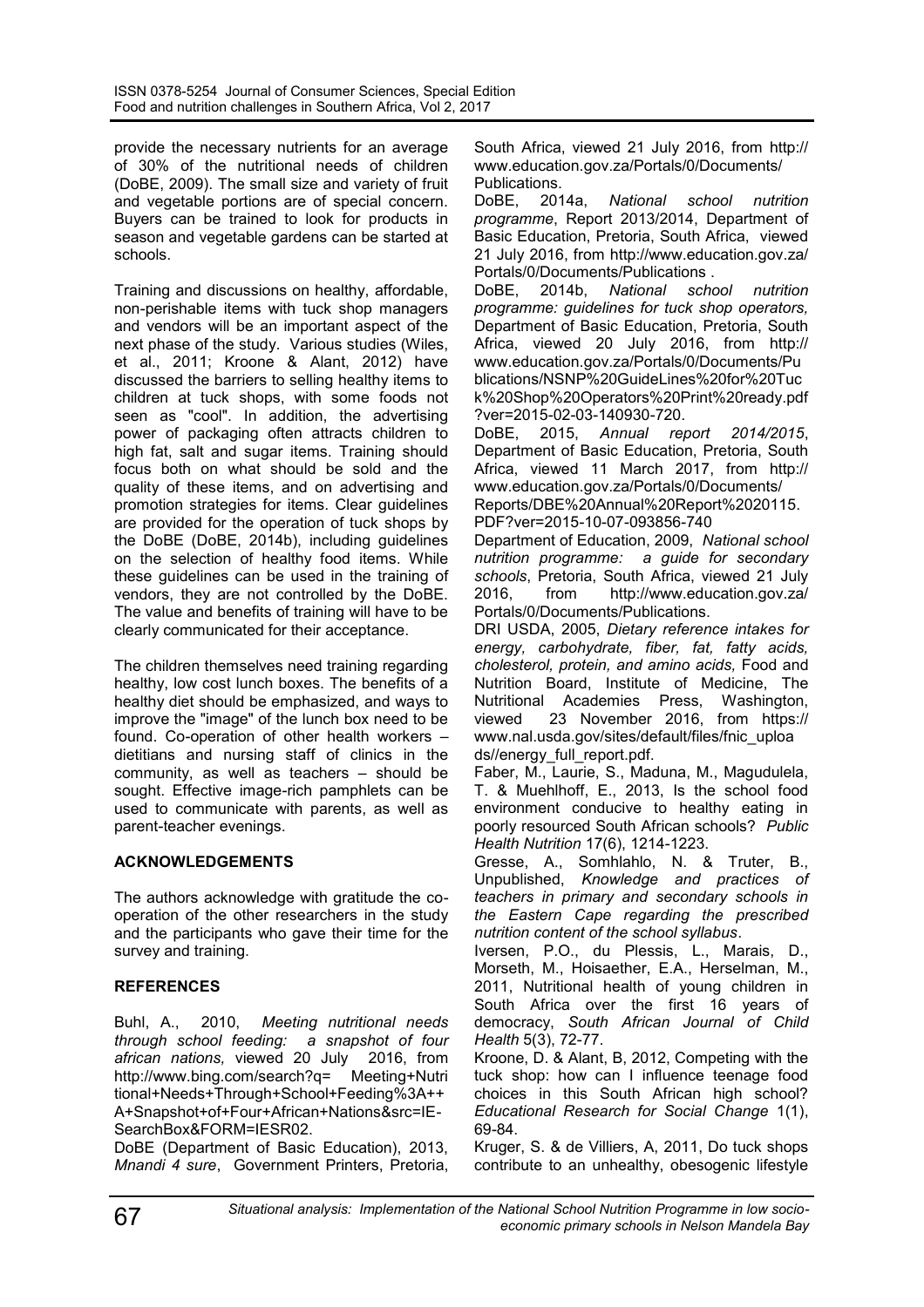provide the necessary nutrients for an average of 30% of the nutritional needs of children (DoBE, 2009). The small size and variety of fruit and vegetable portions are of special concern. Buyers can be trained to look for products in season and vegetable gardens can be started at schools.

Training and discussions on healthy, affordable, non-perishable items with tuck shop managers and vendors will be an important aspect of the next phase of the study. Various studies (Wiles, et al., 2011; Kroone & Alant, 2012) have discussed the barriers to selling healthy items to children at tuck shops, with some foods not seen as "cool". In addition, the advertising power of packaging often attracts children to high fat, salt and sugar items. Training should focus both on what should be sold and the quality of these items, and on advertising and promotion strategies for items. Clear guidelines are provided for the operation of tuck shops by the DoBE (DoBE, 2014b), including guidelines on the selection of healthy food items. While these guidelines can be used in the training of vendors, they are not controlled by the DoBE. The value and benefits of training will have to be clearly communicated for their acceptance.

The children themselves need training regarding healthy, low cost lunch boxes. The benefits of a healthy diet should be emphasized, and ways to improve the "image" of the lunch box need to be found. Co-operation of other health workers – dietitians and nursing staff of clinics in the community, as well as teachers – should be sought. Effective image-rich pamphlets can be used to communicate with parents, as well as parent-teacher evenings.

## ACKNOWLEDGEMENTS

The authors acknowledge with gratitude the co-operation of the other researchers in the study and the participants who gave their time for the survey and training.

## REFERENCES

Buhl, A., 2010, *Meeting nutritional needs through school feeding: a snapshot of four african nations,* viewed 20 July 2016, from http://www.bing.com/search?q= Meeting+Nutritional+Needs+Through+School+Feeding%3A++A+Snapshot+of+Four+African+Nations&src=IE-SearchBox&FORM=IESR02.

DoBE (Department of Basic Education), 2013, *Mnandi 4 sure*, Government Printers, Pretoria, South Africa, viewed 21 July 2016, from http://www.education.gov.za/Portals/0/Documents/Publications.

DoBE, 2014a, *National school nutrition programme*, Report 2013/2014, Department of Basic Education, Pretoria, South Africa, viewed 21 July 2016, from http://www.education.gov.za/Portals/0/Documents/Publications .

DoBE, 2014b, *National school nutrition programme: guidelines for tuck shop operators,* Department of Basic Education, Pretoria, South Africa, viewed 20 July 2016, from http://www.education.gov.za/Portals/0/Documents/Publications/NSNP%20GuideLines%20for%20Tuck%20Shop%20Operators%20Print%20ready.pdf?ver=2015-02-03-140930-720.

DoBE, 2015, *Annual report 2014/2015*, Department of Basic Education, Pretoria, South Africa, viewed 11 March 2017, from http://www.education.gov.za/Portals/0/Documents/Reports/DBE%20Annual%20Report%2020115.PDF?ver=2015-10-07-093856-740

Department of Education, 2009, *National school nutrition programme: a guide for secondary schools*, Pretoria, South Africa, viewed 21 July 2016, from http://www.education.gov.za/Portals/0/Documents/Publications.

DRI USDA, 2005, *Dietary reference intakes for energy, carbohydrate, fiber, fat, fatty acids, cholesterol, protein, and amino acids,* Food and Nutrition Board, Institute of Medicine, The Nutritional Academies Press, Washington, viewed 23 November 2016, from https://www.nal.usda.gov/sites/default/files/fnic_uploads//energy_full_report.pdf.

Faber, M., Laurie, S., Maduna, M., Magudulela, T. & Muehlhoff, E., 2013, Is the school food environment conducive to healthy eating in poorly resourced South African schools? *Public Health Nutrition* 17(6), 1214-1223.

Gresse, A., Somhlahlo, N. & Truter, B., Unpublished, *Knowledge and practices of teachers in primary and secondary schools in the Eastern Cape regarding the prescribed nutrition content of the school syllabus*.

Iversen, P.O., du Plessis, L., Marais, D., Morseth, M., Hoisaether, E.A., Herselman, M., 2011, Nutritional health of young children in South Africa over the first 16 years of democracy, *South African Journal of Child Health* 5(3), 72-77.

Kroone, D. & Alant, B, 2012, Competing with the tuck shop: how can I influence teenage food choices in this South African high school? *Educational Research for Social Change* 1(1), 69-84.

Kruger, S. & de Villiers, A, 2011, Do tuck shops contribute to an unhealthy, obesogenic lifestyle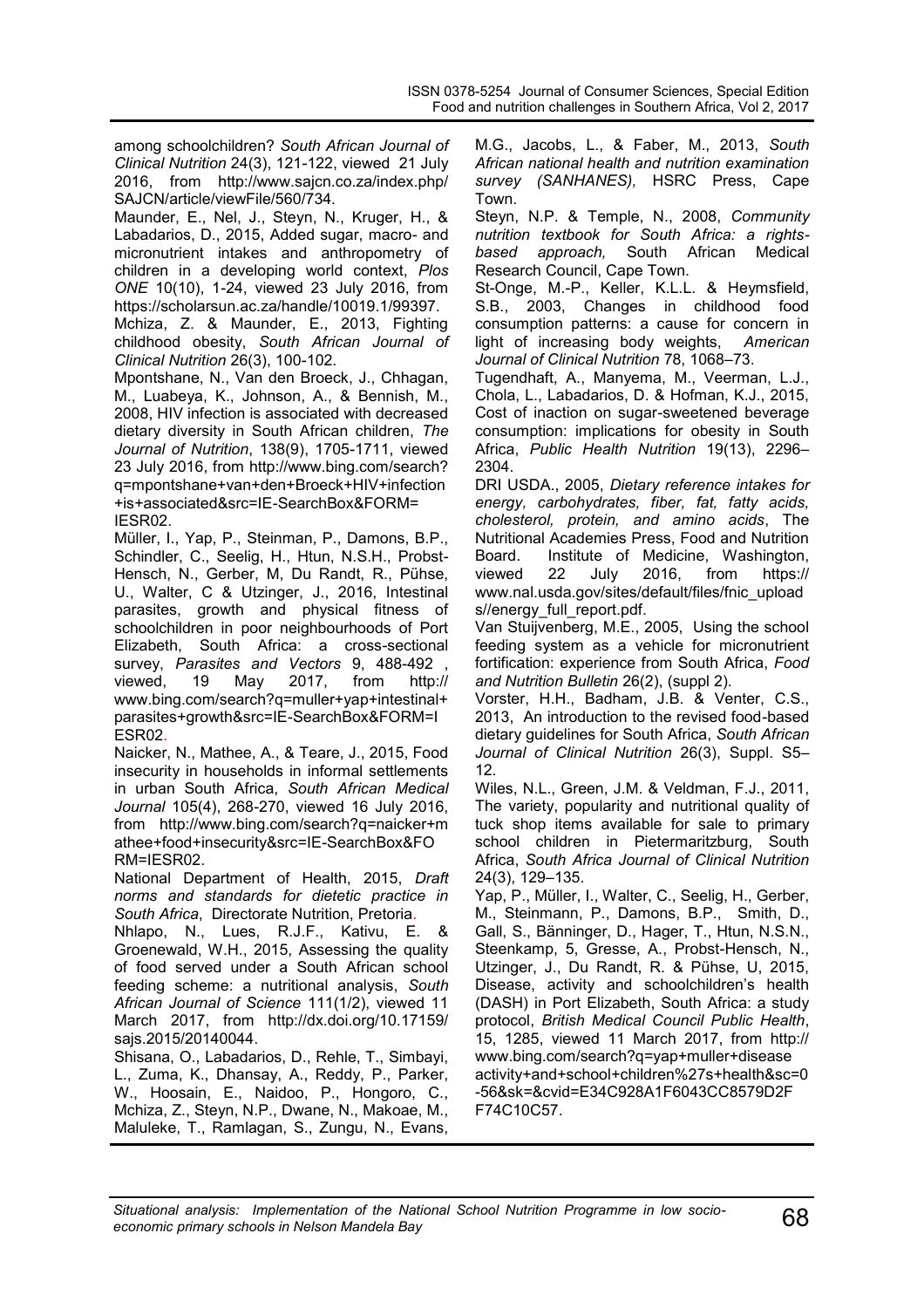among schoolchildren? *South African Journal of Clinical Nutrition* 24(3), 121-122, viewed 21 July 2016, from http://www.sajcn.co.za/index.php/SAJCN/article/viewFile/560/734.

Maunder, E., Nel, J., Steyn, N., Kruger, H., & Labadarios, D., 2015, Added sugar, macro- and micronutrient intakes and anthropometry of children in a developing world context, *Plos ONE* 10(10), 1-24, viewed 23 July 2016, from https://scholarsun.ac.za/handle/10019.1/99397.

Mchiza, Z. & Maunder, E., 2013, Fighting childhood obesity, *South African Journal of Clinical Nutrition* 26(3), 100-102.

Mpontshane, N., Van den Broeck, J., Chhagan, M., Luabeya, K., Johnson, A., & Bennish, M., 2008, HIV infection is associated with decreased dietary diversity in South African children, *The Journal of Nutrition*, 138(9), 1705-1711, viewed 23 July 2016, from http://www.bing.com/search?q=mpontshane+van+den+Broeck+HIV+infection+is+associated&src=IE-SearchBox&FORM=IESR02.

Müller, I., Yap, P., Steinman, P., Damons, B.P., Schindler, C., Seelig, H., Htun, N.S.H., Probst-Hensch, N., Gerber, M, Du Randt, R., Pühse, U., Walter, C & Utzinger, J., 2016, Intestinal parasites, growth and physical fitness of schoolchildren in poor neighbourhoods of Port Elizabeth, South Africa: a cross-sectional survey, *Parasites and Vectors* 9, 488-492 , viewed, 19 May 2017, from http://www.bing.com/search?q=muller+yap+intestinal+parasites+growth&src=IE-SearchBox&FORM=IESR02.

Naicker, N., Mathee, A., & Teare, J., 2015, Food insecurity in households in informal settlements in urban South Africa, *South African Medical Journal* 105(4), 268-270, viewed 16 July 2016, from http://www.bing.com/search?q=naicker+mathee+food+insecurity&src=IE-SearchBox&FORM=IESR02.

National Department of Health, 2015, *Draft norms and standards for dietetic practice in South Africa*, Directorate Nutrition, Pretoria.

Nhlapo, N., Lues, R.J.F., Kativu, E. & Groenewald, W.H., 2015, Assessing the quality of food served under a South African school feeding scheme: a nutritional analysis, *South African Journal of Science* 111(1/2), viewed 11 March 2017, from http://dx.doi.org/10.17159/sajs.2015/20140044.

Shisana, O., Labadarios, D., Rehle, T., Simbayi, L., Zuma, K., Dhansay, A., Reddy, P., Parker, W., Hoosain, E., Naidoo, P., Hongoro, C., Mchiza, Z., Steyn, N.P., Dwane, N., Makoae, M., Maluleke, T., Ramlagan, S., Zungu, N., Evans, M.G., Jacobs, L., & Faber, M., 2013, *South African national health and nutrition examination survey (SANHANES),* HSRC Press, Cape Town.

Steyn, N.P. & Temple, N., 2008, *Community nutrition textbook for South Africa: a rights-based approach,* South African Medical Research Council, Cape Town.

St-Onge, M.-P., Keller, K.L.L. & Heymsfield, S.B., 2003, Changes in childhood food consumption patterns: a cause for concern in light of increasing body weights, *American Journal of Clinical Nutrition* 78, 1068–73.

Tugendhaft, A., Manyema, M., Veerman, L.J., Chola, L., Labadarios, D. & Hofman, K.J., 2015, Cost of inaction on sugar-sweetened beverage consumption: implications for obesity in South Africa, *Public Health Nutrition* 19(13), 2296–2304.

DRI USDA., 2005, *Dietary reference intakes for energy, carbohydrates, fiber, fat, fatty acids, cholesterol, protein, and amino acids*, The Nutritional Academies Press, Food and Nutrition Board. Institute of Medicine, Washington, viewed 22 July 2016, from https://www.nal.usda.gov/sites/default/files/fnic_uploads//energy_full_report.pdf.

Van Stuijvenberg, M.E., 2005, Using the school feeding system as a vehicle for micronutrient fortification: experience from South Africa, *Food and Nutrition Bulletin* 26(2), (suppl 2).

Vorster, H.H., Badham, J.B. & Venter, C.S., 2013, An introduction to the revised food-based dietary guidelines for South Africa, *South African Journal of Clinical Nutrition* 26(3), Suppl. S5–12.

Wiles, N.L., Green, J.M. & Veldman, F.J., 2011, The variety, popularity and nutritional quality of tuck shop items available for sale to primary school children in Pietermaritzburg, South Africa, *South Africa Journal of Clinical Nutrition* 24(3), 129–135.

Yap, P., Müller, I., Walter, C., Seelig, H., Gerber, M., Steinmann, P., Damons, B.P., Smith, D., Gall, S., Bänninger, D., Hager, T., Htun, N.S.N., Steenkamp, 5, Gresse, A., Probst-Hensch, N., Utzinger, J., Du Randt, R. & Pühse, U, 2015, Disease, activity and schoolchildren's health (DASH) in Port Elizabeth, South Africa: a study protocol, *British Medical Council Public Health*, 15, 1285, viewed 11 March 2017, from http://www.bing.com/search?q=yap+muller+disease activity+and+school+children%27s+health&sc=0-56&sk=&cvid=E34C928A1F6043CC8579D2FF74C10C57.